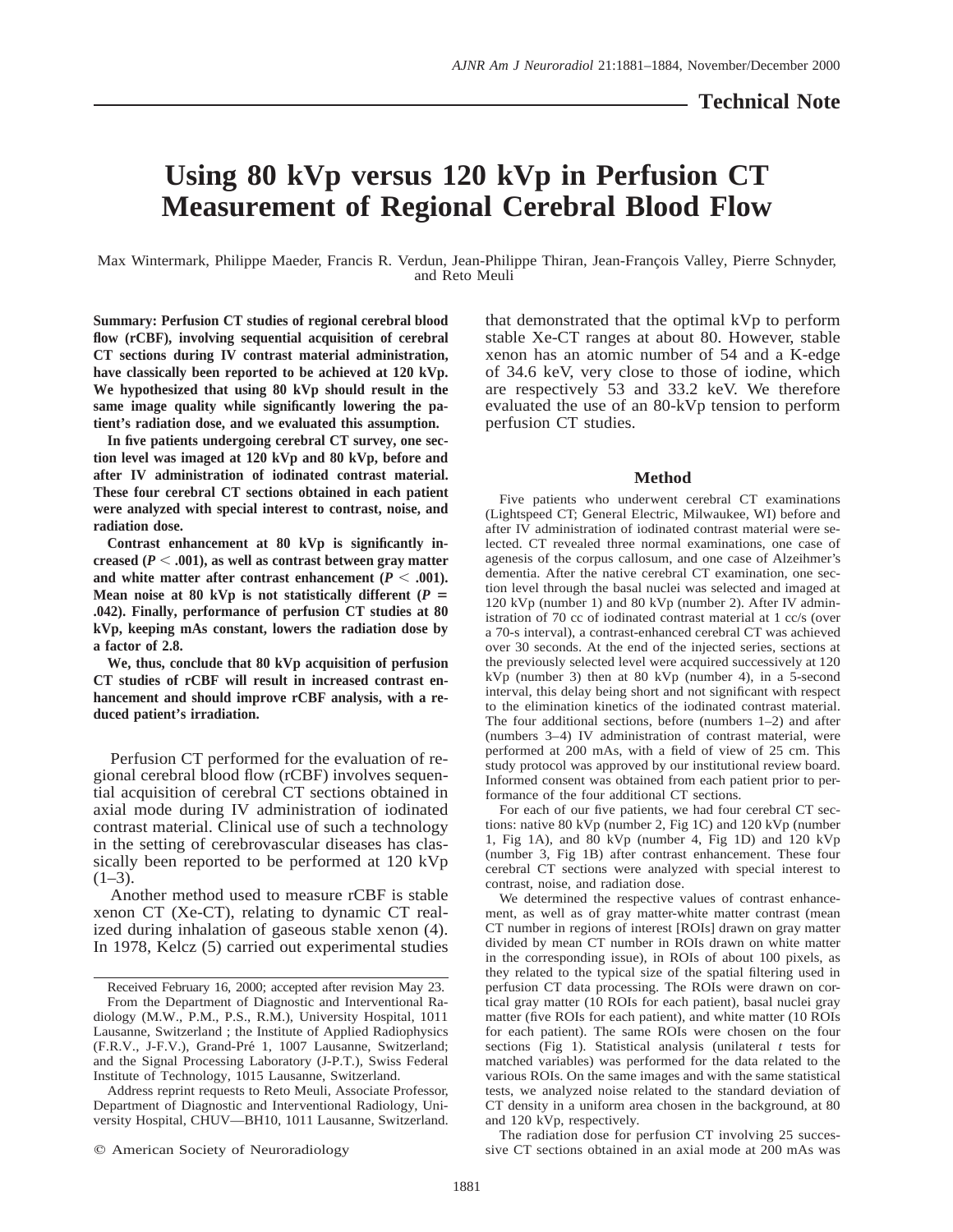## Technical Note

# Using 80 kVp versus 120 kVp in Perfusion CT Measurement of Regional Cerebral Blood Flow

Max Wintermark, Philippe Maeder, Francis R. Verdun, Jean-Philippe Thiran, Jean-François Valley, Pierre Schnyder, and Reto Meuli

**Summary: Perfusion CT studies of regional cerebral blood flow (rCBF), involving sequential acquisition of cerebral CT sections during IV contrast material administration, have classically been reported to be achieved at 120 kVp. We hypothesized that using 80 kVp should result in the same image quality while significantly lowering the patient's radiation dose, and we evaluated this assumption.**

**In five patients undergoing cerebral CT survey, one section level was imaged at 120 kVp and 80 kVp, before and after IV administration of iodinated contrast material. These four cerebral CT sections obtained in each patient were analyzed with special interest to contrast, noise, and radiation dose.**

**Contrast enhancement at 80 kVp is significantly increased ($P < .001$), as well as contrast between gray matter and white matter after contrast enhancement ($P < .001$). Mean noise at 80 kVp is not statistically different ($P = .042$). Finally, performance of perfusion CT studies at 80 kVp, keeping mAs constant, lowers the radiation dose by a factor of 2.8.**

**We, thus, conclude that 80 kVp acquisition of perfusion CT studies of rCBF will result in increased contrast enhancement and should improve rCBF analysis, with a reduced patient's irradiation.**

Perfusion CT performed for the evaluation of regional cerebral blood flow (rCBF) involves sequential acquisition of cerebral CT sections obtained in axial mode during IV administration of iodinated contrast material. Clinical use of such a technology in the setting of cerebrovascular diseases has classically been reported to be performed at 120 kVp (1–3).

Another method used to measure rCBF is stable xenon CT (Xe-CT), relating to dynamic CT realized during inhalation of gaseous stable xenon (4). In 1978, Kelcz (5) carried out experimental studies that demonstrated that the optimal kVp to perform stable Xe-CT ranges at about 80. However, stable xenon has an atomic number of 54 and a K-edge of 34.6 keV, very close to those of iodine, which are respectively 53 and 33.2 keV. We therefore evaluated the use of an 80-kVp tension to perform perfusion CT studies.

Received February 16, 2000; accepted after revision May 23.

From the Department of Diagnostic and Interventional Radiology (M.W., P.M., P.S., R.M.), University Hospital, 1011 Lausanne, Switzerland ; the Institute of Applied Radiophysics (F.R.V., J-F.V.), Grand-Pré 1, 1007 Lausanne, Switzerland; and the Signal Processing Laboratory (J-P.T.), Swiss Federal Institute of Technology, 1015 Lausanne, Switzerland.

Address reprint requests to Reto Meuli, Associate Professor, Department of Diagnostic and Interventional Radiology, University Hospital, CHUV—BH10, 1011 Lausanne, Switzerland.

© American Society of Neuroradiology

## Method

Five patients who underwent cerebral CT examinations (Lightspeed CT; General Electric, Milwaukee, WI) before and after IV administration of iodinated contrast material were selected. CT revealed three normal examinations, one case of agenesis of the corpus callosum, and one case of Alzeihmer's dementia. After the native cerebral CT examination, one section level through the basal nuclei was selected and imaged at 120 kVp (number 1) and 80 kVp (number 2). After IV administration of 70 cc of iodinated contrast material at 1 cc/s (over a 70-s interval), a contrast-enhanced cerebral CT was achieved over 30 seconds. At the end of the injected series, sections at the previously selected level were acquired successively at 120 kVp (number 3) then at 80 kVp (number 4), in a 5-second interval, this delay being short and not significant with respect to the elimination kinetics of the iodinated contrast material. The four additional sections, before (numbers 1–2) and after (numbers 3–4) IV administration of contrast material, were performed at 200 mAs, with a field of view of 25 cm. This study protocol was approved by our institutional review board. Informed consent was obtained from each patient prior to performance of the four additional CT sections.

For each of our five patients, we had four cerebral CT sections: native 80 kVp (number 2, Fig 1C) and 120 kVp (number 1, Fig 1A), and 80 kVp (number 4, Fig 1D) and 120 kVp (number 3, Fig 1B) after contrast enhancement. These four cerebral CT sections were analyzed with special interest to contrast, noise, and radiation dose.

We determined the respective values of contrast enhancement, as well as of gray matter-white matter contrast (mean CT number in regions of interest [ROIs] drawn on gray matter divided by mean CT number in ROIs drawn on white matter in the corresponding issue), in ROIs of about 100 pixels, as they related to the typical size of the spatial filtering used in perfusion CT data processing. The ROIs were drawn on cortical gray matter (10 ROIs for each patient), basal nuclei gray matter (five ROIs for each patient), and white matter (10 ROIs for each patient). The same ROIs were chosen on the four sections (Fig 1). Statistical analysis (unilateral *t* tests for matched variables) was performed for the data related to the various ROIs. On the same images and with the same statistical tests, we analyzed noise related to the standard deviation of CT density in a uniform area chosen in the background, at 80 and 120 kVp, respectively.

The radiation dose for perfusion CT involving 25 successive CT sections obtained in an axial mode at 200 mAs was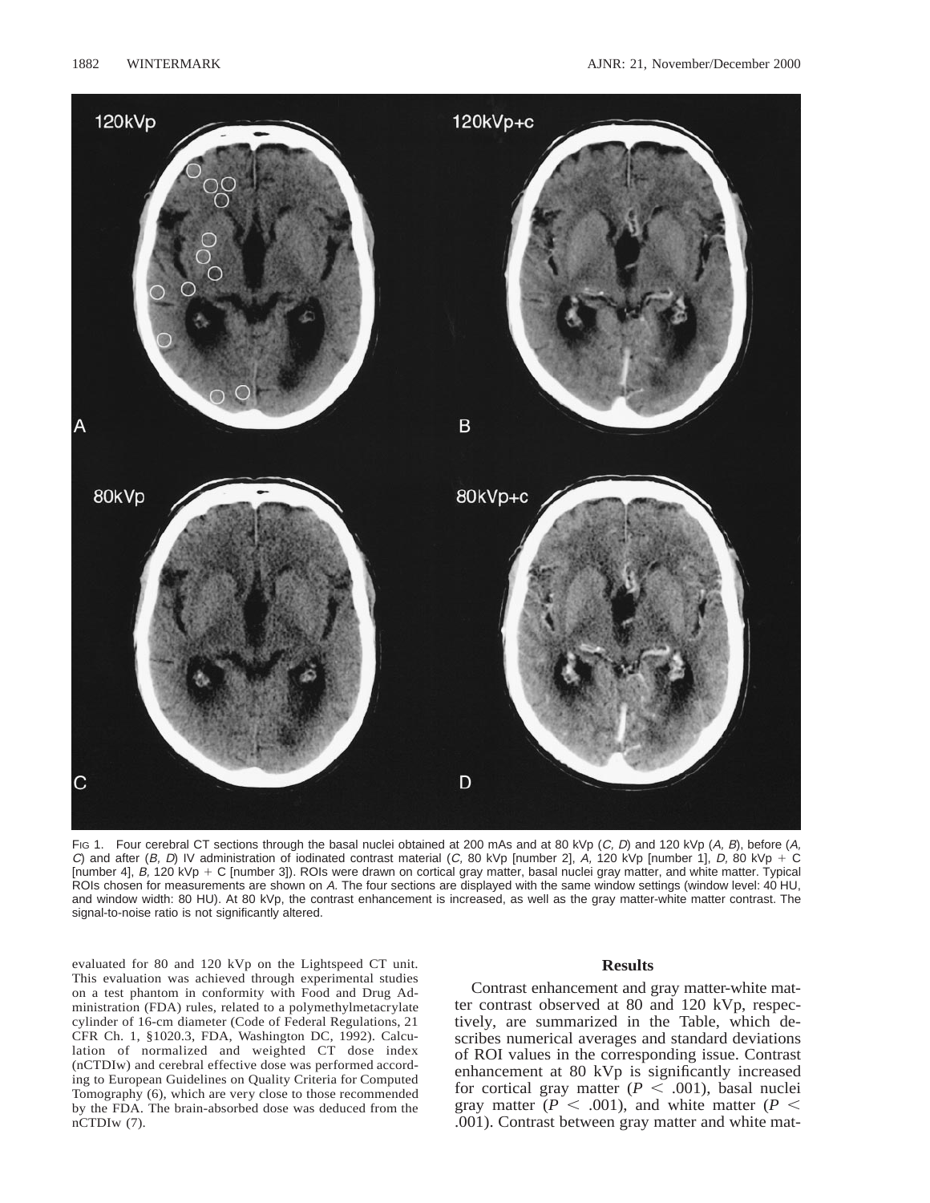FIG 1. Four cerebral CT sections through the basal nuclei obtained at 200 mAs and at 80 kVp (*C, D*) and 120 kVp (*A, B*), before (*A, C*) and after (*B, D*) IV administration of iodinated contrast material (*C,* 80 kVp [number 2], *A,* 120 kVp [number 1], *D,* 80 kVp + C [number 4], *B,* 120 kVp + C [number 3]). ROIs were drawn on cortical gray matter, basal nuclei gray matter, and white matter. Typical ROIs chosen for measurements are shown on *A.* The four sections are displayed with the same window settings (window level: 40 HU, and window width: 80 HU). At 80 kVp, the contrast enhancement is increased, as well as the gray matter-white matter contrast. The signal-to-noise ratio is not significantly altered.

evaluated for 80 and 120 kVp on the Lightspeed CT unit. This evaluation was achieved through experimental studies on a test phantom in conformity with Food and Drug Administration (FDA) rules, related to a polymethylmetacrylate cylinder of 16-cm diameter (Code of Federal Regulations, 21 CFR Ch. 1, §1020.3, FDA, Washington DC, 1992). Calculation of normalized and weighted CT dose index (nCTDIw) and cerebral effective dose was performed according to European Guidelines on Quality Criteria for Computed Tomography (6), which are very close to those recommended by the FDA. The brain-absorbed dose was deduced from the nCTDIw (7).

## Results

Contrast enhancement and gray matter-white matter contrast observed at 80 and 120 kVp, respectively, are summarized in the Table, which describes numerical averages and standard deviations of ROI values in the corresponding issue. Contrast enhancement at 80 kVp is significantly increased for cortical gray matter ($P < .001$), basal nuclei gray matter ($P < .001$), and white matter ($P < .001$). Contrast between gray matter and white mat-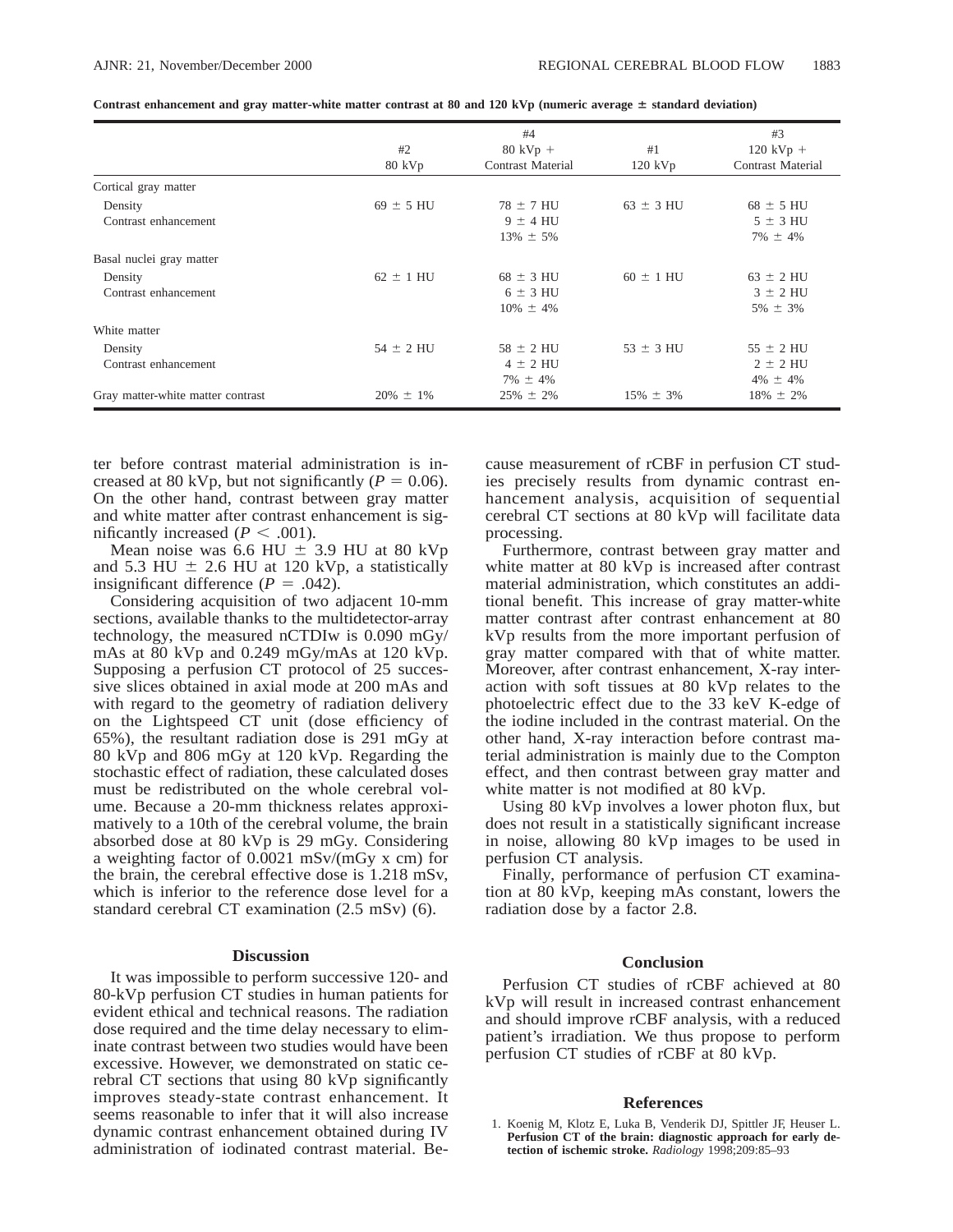**Contrast enhancement and gray matter-white matter contrast at 80 and 120 kVp (numeric average ± standard deviation)**

| | #2<br>80 kVp | #4<br>80 kVp +<br>Contrast Material | #1<br>120 kVp | #3<br>120 kVp +<br>Contrast Material |
|---|---|---|---|---|
| Cortical gray matter | | | | |
| Density | 69 ± 5 HU | 78 ± 7 HU | 63 ± 3 HU | 68 ± 5 HU |
| Contrast enhancement | | 9 ± 4 HU<br>13% ± 5% | | 5 ± 3 HU<br>7% ± 4% |
| Basal nuclei gray matter | | | | |
| Density | 62 ± 1 HU | 68 ± 3 HU | 60 ± 1 HU | 63 ± 2 HU |
| Contrast enhancement | | 6 ± 3 HU<br>10% ± 4% | | 3 ± 2 HU<br>5% ± 3% |
| White matter | | | | |
| Density | 54 ± 2 HU | 58 ± 2 HU | 53 ± 3 HU | 55 ± 2 HU |
| Contrast enhancement | | 4 ± 2 HU<br>7% ± 4% | | 2 ± 2 HU<br>4% ± 4% |
| Gray matter-white matter contrast | 20% ± 1% | 25% ± 2% | 15% ± 3% | 18% ± 2% |

ter before contrast material administration is increased at 80 kVp, but not significantly ($P = 0.06$). On the other hand, contrast between gray matter and white matter after contrast enhancement is significantly increased ($P < .001$).

Mean noise was 6.6 HU ± 3.9 HU at 80 kVp and 5.3 HU ± 2.6 HU at 120 kVp, a statistically insignificant difference ($P = .042$).

Considering acquisition of two adjacent 10-mm sections, available thanks to the multidetector-array technology, the measured nCTDIw is 0.090 mGy/mAs at 80 kVp and 0.249 mGy/mAs at 120 kVp. Supposing a perfusion CT protocol of 25 successive slices obtained in axial mode at 200 mAs and with regard to the geometry of radiation delivery on the Lightspeed CT unit (dose efficiency of 65%), the resultant radiation dose is 291 mGy at 80 kVp and 806 mGy at 120 kVp. Regarding the stochastic effect of radiation, these calculated doses must be redistributed on the whole cerebral volume. Because a 20-mm thickness relates approximatively to a 10th of the cerebral volume, the brain absorbed dose at 80 kVp is 29 mGy. Considering a weighting factor of 0.0021 mSv/(mGy x cm) for the brain, the cerebral effective dose is 1.218 mSv, which is inferior to the reference dose level for a standard cerebral CT examination (2.5 mSv) (6).

## Discussion

It was impossible to perform successive 120- and 80-kVp perfusion CT studies in human patients for evident ethical and technical reasons. The radiation dose required and the time delay necessary to eliminate contrast between two studies would have been excessive. However, we demonstrated on static cerebral CT sections that using 80 kVp significantly improves steady-state contrast enhancement. It seems reasonable to infer that it will also increase dynamic contrast enhancement obtained during IV administration of iodinated contrast material. Because measurement of rCBF in perfusion CT studies precisely results from dynamic contrast enhancement analysis, acquisition of sequential cerebral CT sections at 80 kVp will facilitate data processing.

Furthermore, contrast between gray matter and white matter at 80 kVp is increased after contrast material administration, which constitutes an additional benefit. This increase of gray matter-white matter contrast after contrast enhancement at 80 kVp results from the more important perfusion of gray matter compared with that of white matter. Moreover, after contrast enhancement, X-ray interaction with soft tissues at 80 kVp relates to the photoelectric effect due to the 33 keV K-edge of the iodine included in the contrast material. On the other hand, X-ray interaction before contrast material administration is mainly due to the Compton effect, and then contrast between gray matter and white matter is not modified at 80 kVp.

Using 80 kVp involves a lower photon flux, but does not result in a statistically significant increase in noise, allowing 80 kVp images to be used in perfusion CT analysis.

Finally, performance of perfusion CT examination at 80 kVp, keeping mAs constant, lowers the radiation dose by a factor 2.8.

## Conclusion

Perfusion CT studies of rCBF achieved at 80 kVp will result in increased contrast enhancement and should improve rCBF analysis, with a reduced patient's irradiation. We thus propose to perform perfusion CT studies of rCBF at 80 kVp.

## References

1. Koenig M, Klotz E, Luka B, Venderik DJ, Spittler JF, Heuser L. **Perfusion CT of the brain: diagnostic approach for early detection of ischemic stroke.** *Radiology* 1998;209:85–93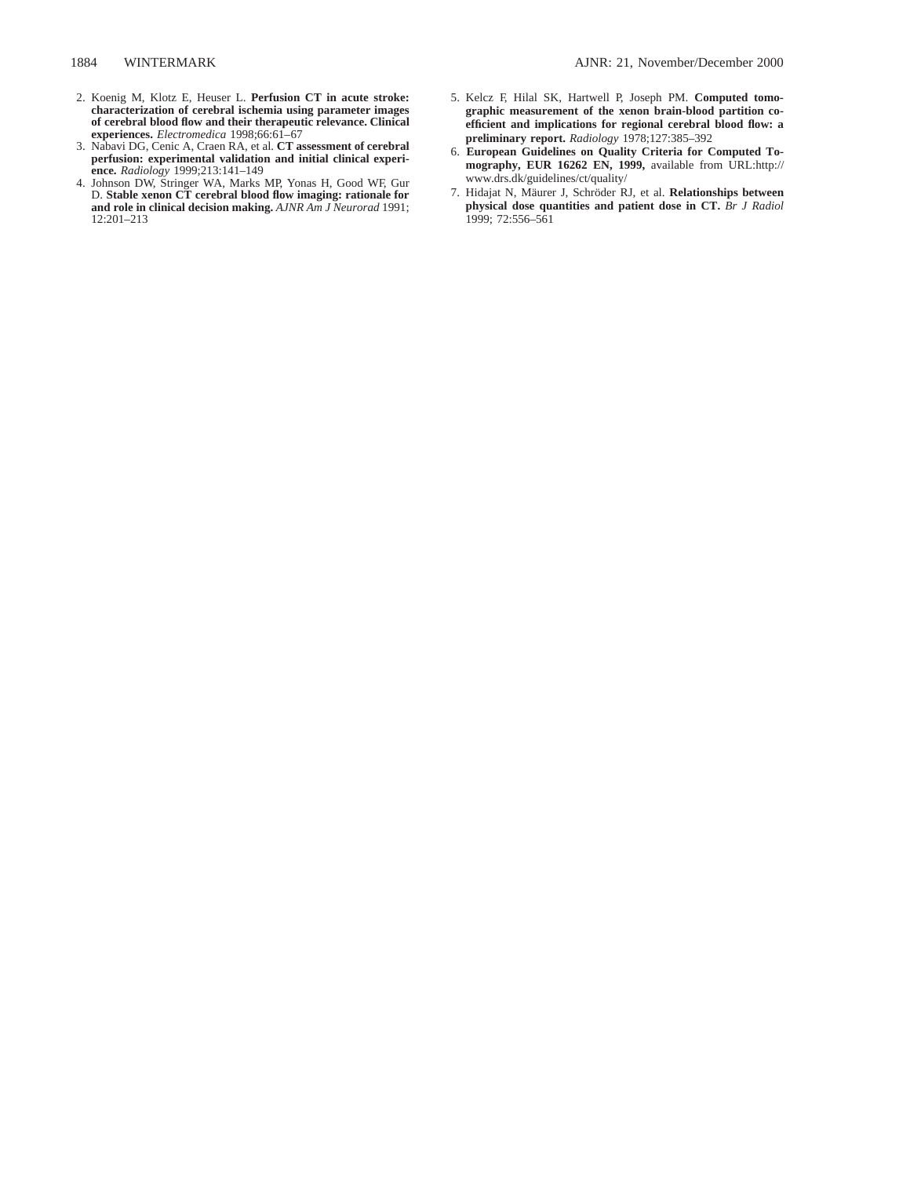2. Koenig M, Klotz E, Heuser L. **Perfusion CT in acute stroke: characterization of cerebral ischemia using parameter images of cerebral blood flow and their therapeutic relevance. Clinical experiences.** *Electromedica* 1998;66:61–67
3. Nabavi DG, Cenic A, Craen RA, et al. **CT assessment of cerebral perfusion: experimental validation and initial clinical experience.** *Radiology* 1999;213:141–149
4. Johnson DW, Stringer WA, Marks MP, Yonas H, Good WF, Gur D. **Stable xenon CT cerebral blood flow imaging: rationale for and role in clinical decision making.** *AJNR Am J Neurorad* 1991; 12:201–213
5. Kelcz F, Hilal SK, Hartwell P, Joseph PM. **Computed tomographic measurement of the xenon brain-blood partition coefficient and implications for regional cerebral blood flow: a preliminary report.** *Radiology* 1978;127:385–392
6. **European Guidelines on Quality Criteria for Computed Tomography, EUR 16262 EN, 1999,** available from URL:http://www.drs.dk/guidelines/ct/quality/
7. Hidajat N, Mäurer J, Schröder RJ, et al. **Relationships between physical dose quantities and patient dose in CT.** *Br J Radiol* 1999; 72:556–561